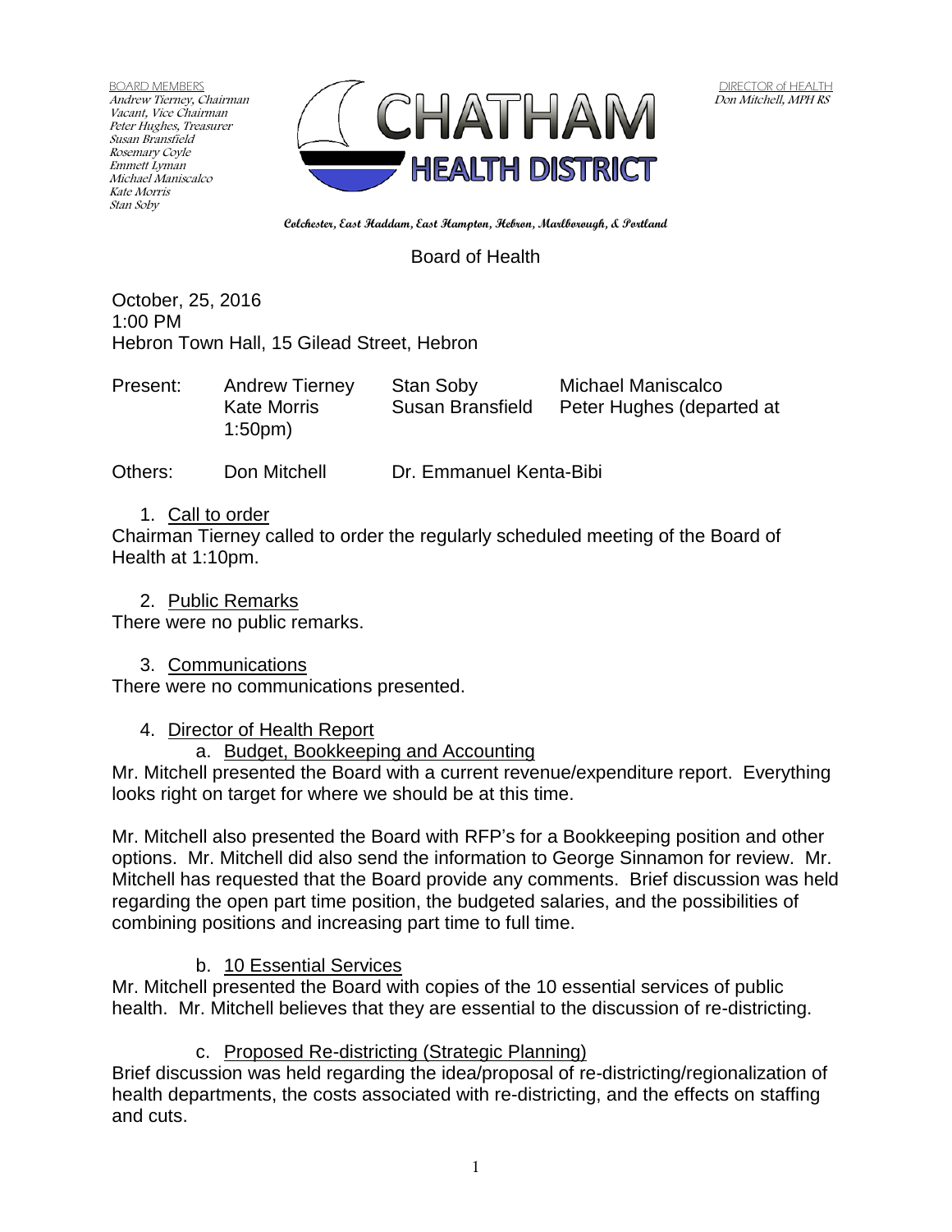BOARD MEMBERS
*Andrew Tierney, Chairman*
*Vacant, Vice Chairman*
*Peter Hughes, Treasurer*
*Susan Bransfield*
*Rosemary Coyle*
*Emmett Lyman*
*Michael Maniscalco*
*Kate Morris*
*Stan Soby*

# CHATHAM HEALTH DISTRICT

DIRECTOR of HEALTH
*Don Mitchell, MPH RS*

**Colchester, East Haddam, East Hampton, Hebron, Marlborough, & Portland**

## Board of Health

October, 25, 2016
1:00 PM
Hebron Town Hall, 15 Gilead Street, Hebron

Present: Andrew Tierney, Stan Soby, Michael Maniscalco, Kate Morris, Susan Bransfield, Peter Hughes (departed at 1:50pm)

Others: Don Mitchell, Dr. Emmanuel Kenta-Bibi

1. Call to order

Chairman Tierney called to order the regularly scheduled meeting of the Board of Health at 1:10pm.

2. Public Remarks

There were no public remarks.

3. Communications

There were no communications presented.

4. Director of Health Report

   a. Budget, Bookkeeping and Accounting

Mr. Mitchell presented the Board with a current revenue/expenditure report. Everything looks right on target for where we should be at this time.

Mr. Mitchell also presented the Board with RFP's for a Bookkeeping position and other options. Mr. Mitchell did also send the information to George Sinnamon for review. Mr. Mitchell has requested that the Board provide any comments. Brief discussion was held regarding the open part time position, the budgeted salaries, and the possibilities of combining positions and increasing part time to full time.

   b. 10 Essential Services

Mr. Mitchell presented the Board with copies of the 10 essential services of public health. Mr. Mitchell believes that they are essential to the discussion of re-districting.

   c. Proposed Re-districting (Strategic Planning)

Brief discussion was held regarding the idea/proposal of re-districting/regionalization of health departments, the costs associated with re-districting, and the effects on staffing and cuts.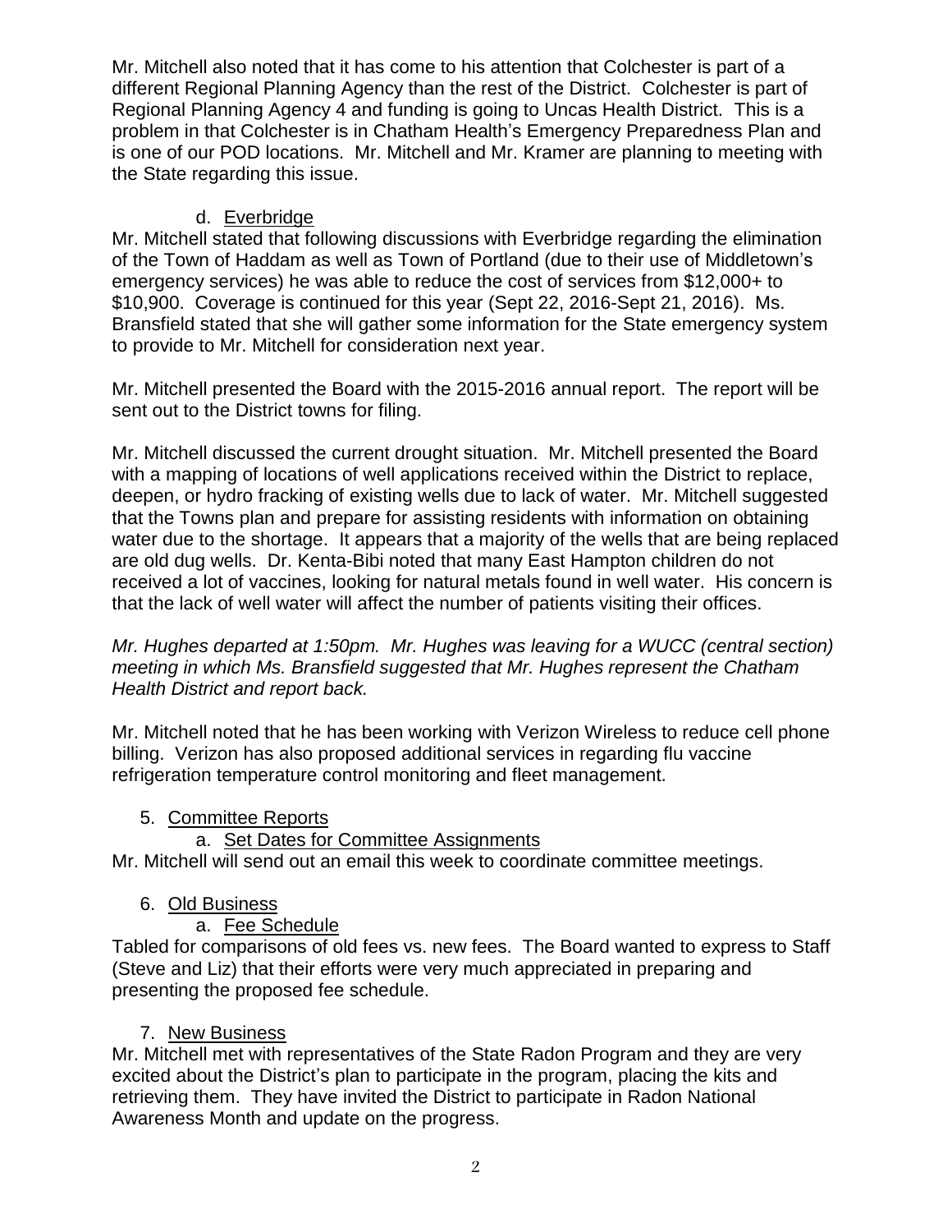Mr. Mitchell also noted that it has come to his attention that Colchester is part of a different Regional Planning Agency than the rest of the District. Colchester is part of Regional Planning Agency 4 and funding is going to Uncas Health District. This is a problem in that Colchester is in Chatham Health's Emergency Preparedness Plan and is one of our POD locations. Mr. Mitchell and Mr. Kramer are planning to meeting with the State regarding this issue.

d. Everbridge

Mr. Mitchell stated that following discussions with Everbridge regarding the elimination of the Town of Haddam as well as Town of Portland (due to their use of Middletown's emergency services) he was able to reduce the cost of services from $12,000+ to $10,900. Coverage is continued for this year (Sept 22, 2016-Sept 21, 2016). Ms. Bransfield stated that she will gather some information for the State emergency system to provide to Mr. Mitchell for consideration next year.

Mr. Mitchell presented the Board with the 2015-2016 annual report. The report will be sent out to the District towns for filing.

Mr. Mitchell discussed the current drought situation. Mr. Mitchell presented the Board with a mapping of locations of well applications received within the District to replace, deepen, or hydro fracking of existing wells due to lack of water. Mr. Mitchell suggested that the Towns plan and prepare for assisting residents with information on obtaining water due to the shortage. It appears that a majority of the wells that are being replaced are old dug wells. Dr. Kenta-Bibi noted that many East Hampton children do not received a lot of vaccines, looking for natural metals found in well water. His concern is that the lack of well water will affect the number of patients visiting their offices.

*Mr. Hughes departed at 1:50pm. Mr. Hughes was leaving for a WUCC (central section) meeting in which Ms. Bransfield suggested that Mr. Hughes represent the Chatham Health District and report back.*

Mr. Mitchell noted that he has been working with Verizon Wireless to reduce cell phone billing. Verizon has also proposed additional services in regarding flu vaccine refrigeration temperature control monitoring and fleet management.

5. Committee Reports

a. Set Dates for Committee Assignments

Mr. Mitchell will send out an email this week to coordinate committee meetings.

6. Old Business

a. Fee Schedule

Tabled for comparisons of old fees vs. new fees. The Board wanted to express to Staff (Steve and Liz) that their efforts were very much appreciated in preparing and presenting the proposed fee schedule.

7. New Business

Mr. Mitchell met with representatives of the State Radon Program and they are very excited about the District's plan to participate in the program, placing the kits and retrieving them. They have invited the District to participate in Radon National Awareness Month and update on the progress.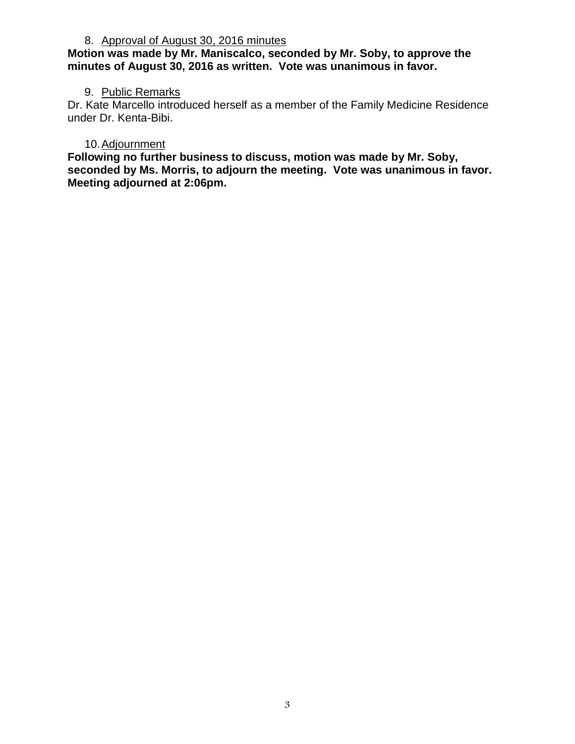8. Approval of August 30, 2016 minutes

**Motion was made by Mr. Maniscalco, seconded by Mr. Soby, to approve the minutes of August 30, 2016 as written. Vote was unanimous in favor.**

9. Public Remarks

Dr. Kate Marcello introduced herself as a member of the Family Medicine Residence under Dr. Kenta-Bibi.

10. Adjournment

**Following no further business to discuss, motion was made by Mr. Soby, seconded by Ms. Morris, to adjourn the meeting. Vote was unanimous in favor. Meeting adjourned at 2:06pm.**